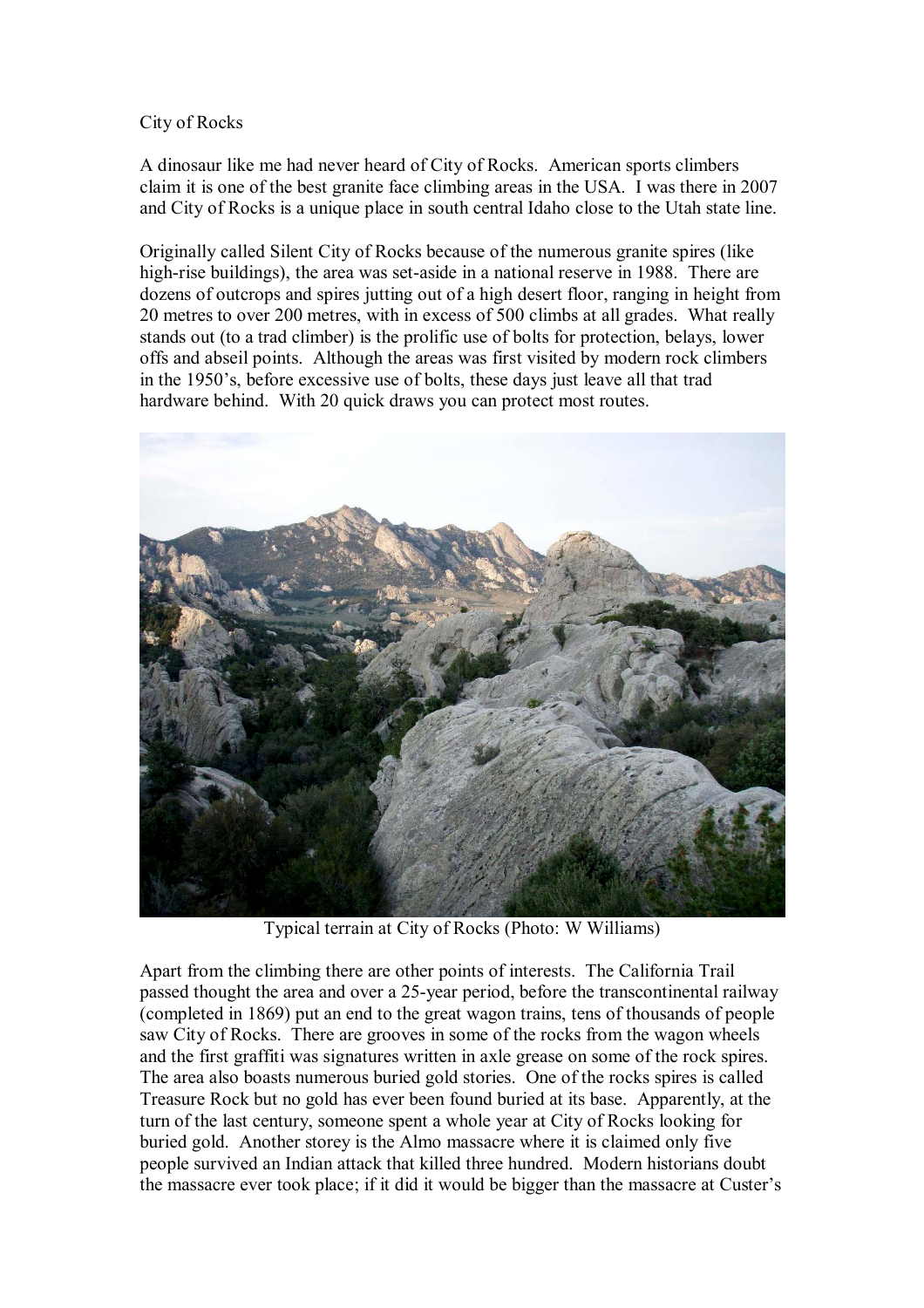# City of Rocks

A dinosaur like me had never heard of City of Rocks. American sports climbers claim it is one of the best granite face climbing areas in the USA. I was there in 2007 and City of Rocks is a unique place in south central Idaho close to the Utah state line.

Originally called Silent City of Rocks because of the numerous granite spires (like high-rise buildings), the area was set-aside in a national reserve in 1988. There are dozens of outcrops and spires jutting out of a high desert floor, ranging in height from 20 metres to over 200 metres, with in excess of 500 climbs at all grades. What really stands out (to a trad climber) is the prolific use of bolts for protection, belays, lower offs and abseil points. Although the areas was first visited by modern rock climbers in the 1950's, before excessive use of bolts, these days just leave all that trad hardware behind. With 20 quick draws you can protect most routes.

Typical terrain at City of Rocks (Photo: W Williams)

Apart from the climbing there are other points of interests. The California Trail passed thought the area and over a 25-year period, before the transcontinental railway (completed in 1869) put an end to the great wagon trains, tens of thousands of people saw City of Rocks. There are grooves in some of the rocks from the wagon wheels and the first graffiti was signatures written in axle grease on some of the rock spires. The area also boasts numerous buried gold stories. One of the rocks spires is called Treasure Rock but no gold has ever been found buried at its base. Apparently, at the turn of the last century, someone spent a whole year at City of Rocks looking for buried gold. Another storey is the Almo massacre where it is claimed only five people survived an Indian attack that killed three hundred. Modern historians doubt the massacre ever took place; if it did it would be bigger than the massacre at Custer's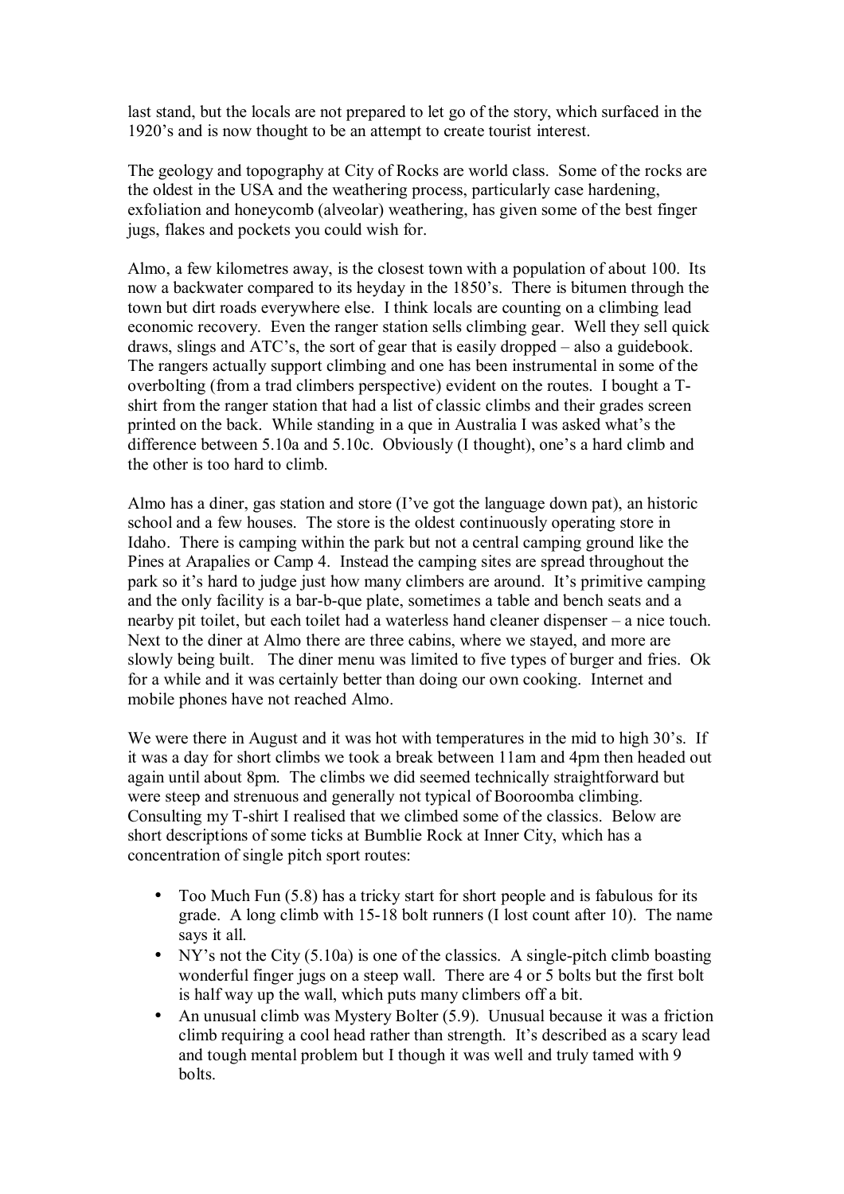last stand, but the locals are not prepared to let go of the story, which surfaced in the 1920's and is now thought to be an attempt to create tourist interest.

The geology and topography at City of Rocks are world class. Some of the rocks are the oldest in the USA and the weathering process, particularly case hardening, exfoliation and honeycomb (alveolar) weathering, has given some of the best finger jugs, flakes and pockets you could wish for.

Almo, a few kilometres away, is the closest town with a population of about 100. Its now a backwater compared to its heyday in the 1850's. There is bitumen through the town but dirt roads everywhere else. I think locals are counting on a climbing lead economic recovery. Even the ranger station sells climbing gear. Well they sell quick draws, slings and ATC's, the sort of gear that is easily dropped – also a guidebook. The rangers actually support climbing and one has been instrumental in some of the overbolting (from a trad climbers perspective) evident on the routes. I bought a T-shirt from the ranger station that had a list of classic climbs and their grades screen printed on the back. While standing in a que in Australia I was asked what's the difference between 5.10a and 5.10c. Obviously (I thought), one's a hard climb and the other is too hard to climb.

Almo has a diner, gas station and store (I've got the language down pat), an historic school and a few houses. The store is the oldest continuously operating store in Idaho. There is camping within the park but not a central camping ground like the Pines at Arapalies or Camp 4. Instead the camping sites are spread throughout the park so it's hard to judge just how many climbers are around. It's primitive camping and the only facility is a bar-b-que plate, sometimes a table and bench seats and a nearby pit toilet, but each toilet had a waterless hand cleaner dispenser – a nice touch. Next to the diner at Almo there are three cabins, where we stayed, and more are slowly being built. The diner menu was limited to five types of burger and fries. Ok for a while and it was certainly better than doing our own cooking. Internet and mobile phones have not reached Almo.

We were there in August and it was hot with temperatures in the mid to high 30's. If it was a day for short climbs we took a break between 11am and 4pm then headed out again until about 8pm. The climbs we did seemed technically straightforward but were steep and strenuous and generally not typical of Booroomba climbing. Consulting my T-shirt I realised that we climbed some of the classics. Below are short descriptions of some ticks at Bumblie Rock at Inner City, which has a concentration of single pitch sport routes:

- Too Much Fun (5.8) has a tricky start for short people and is fabulous for its grade. A long climb with 15-18 bolt runners (I lost count after 10). The name says it all.
- NY's not the City (5.10a) is one of the classics. A single-pitch climb boasting wonderful finger jugs on a steep wall. There are 4 or 5 bolts but the first bolt is half way up the wall, which puts many climbers off a bit.
- An unusual climb was Mystery Bolter (5.9). Unusual because it was a friction climb requiring a cool head rather than strength. It's described as a scary lead and tough mental problem but I though it was well and truly tamed with 9 bolts.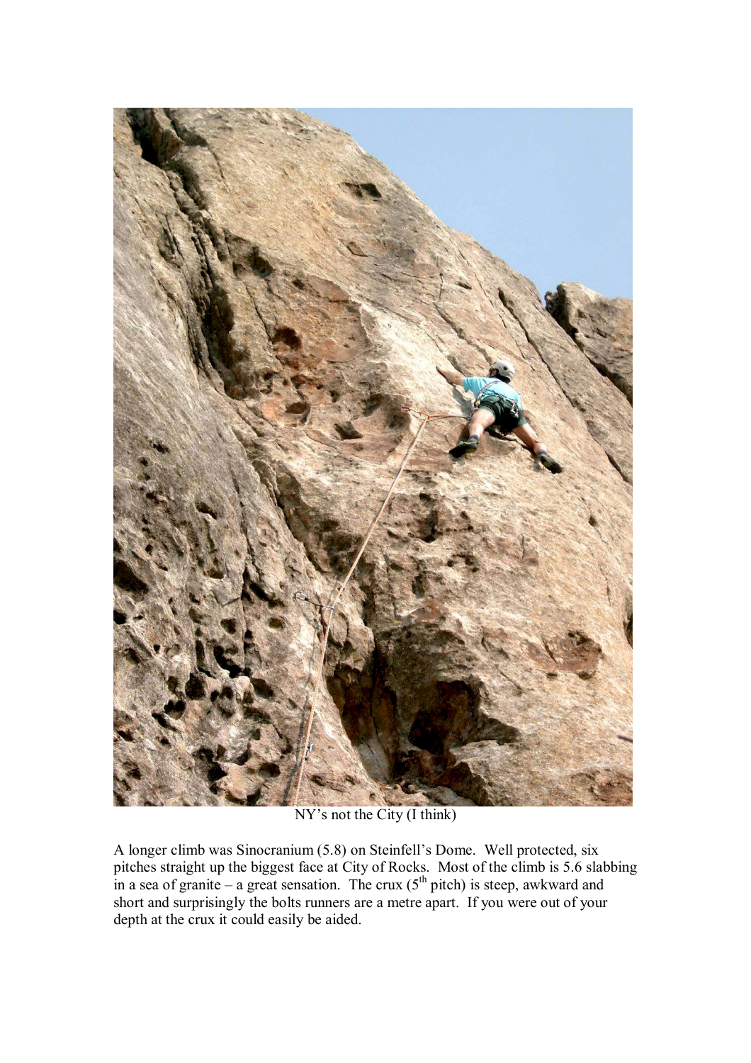NY's not the City (I think)

A longer climb was Sinocranium (5.8) on Steinfell's Dome. Well protected, six pitches straight up the biggest face at City of Rocks. Most of the climb is 5.6 slabbing in a sea of granite – a great sensation. The crux (5th pitch) is steep, awkward and short and surprisingly the bolts runners are a metre apart. If you were out of your depth at the crux it could easily be aided.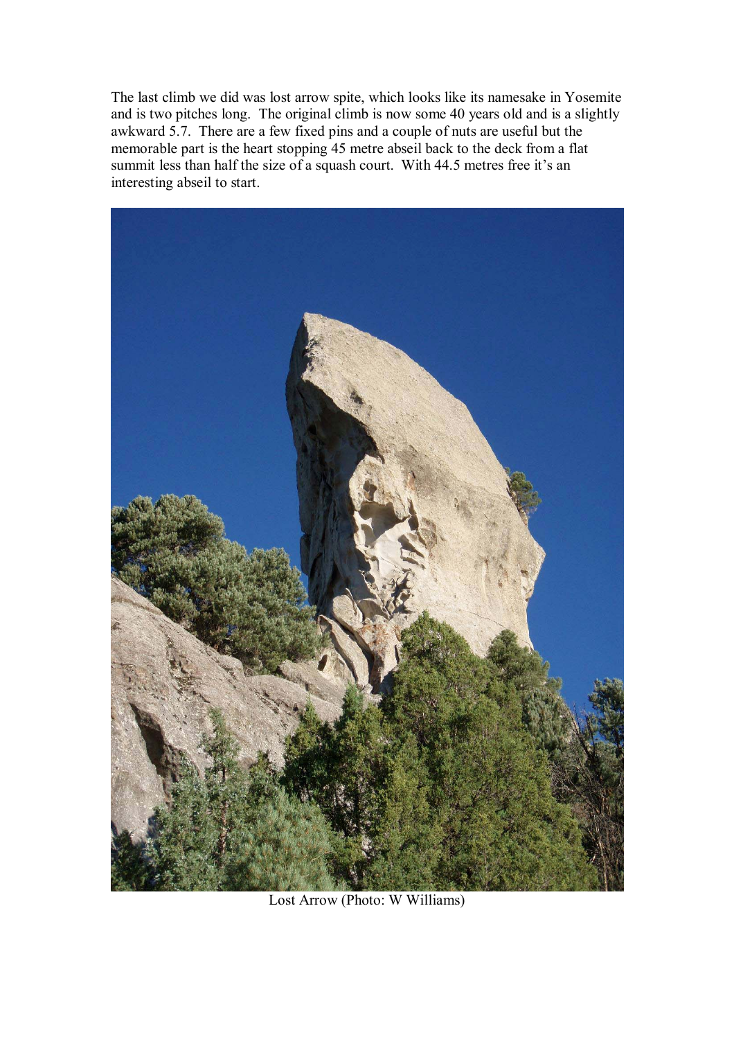The last climb we did was lost arrow spite, which looks like its namesake in Yosemite and is two pitches long. The original climb is now some 40 years old and is a slightly awkward 5.7. There are a few fixed pins and a couple of nuts are useful but the memorable part is the heart stopping 45 metre abseil back to the deck from a flat summit less than half the size of a squash court. With 44.5 metres free it's an interesting abseil to start.

Lost Arrow (Photo: W Williams)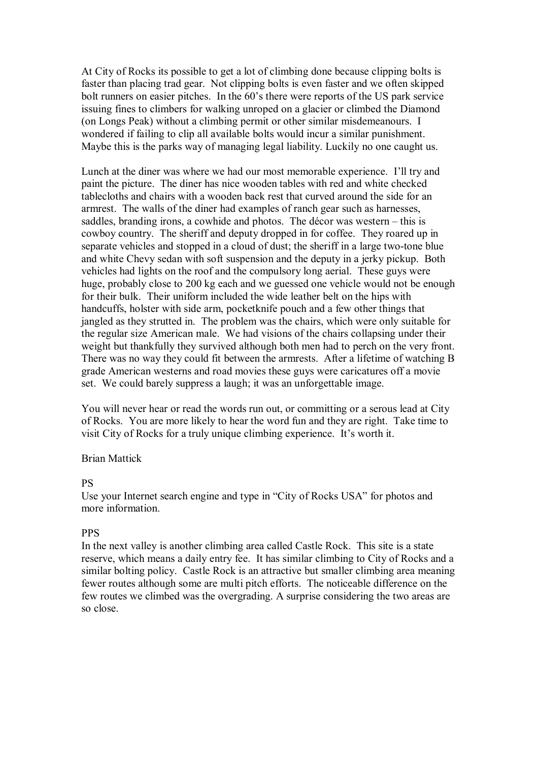At City of Rocks its possible to get a lot of climbing done because clipping bolts is faster than placing trad gear. Not clipping bolts is even faster and we often skipped bolt runners on easier pitches. In the 60's there were reports of the US park service issuing fines to climbers for walking unroped on a glacier or climbed the Diamond (on Longs Peak) without a climbing permit or other similar misdemeanours. I wondered if failing to clip all available bolts would incur a similar punishment. Maybe this is the parks way of managing legal liability. Luckily no one caught us.

Lunch at the diner was where we had our most memorable experience. I'll try and paint the picture. The diner has nice wooden tables with red and white checked tablecloths and chairs with a wooden back rest that curved around the side for an armrest. The walls of the diner had examples of ranch gear such as harnesses, saddles, branding irons, a cowhide and photos. The décor was western – this is cowboy country. The sheriff and deputy dropped in for coffee. They roared up in separate vehicles and stopped in a cloud of dust; the sheriff in a large two-tone blue and white Chevy sedan with soft suspension and the deputy in a jerky pickup. Both vehicles had lights on the roof and the compulsory long aerial. These guys were huge, probably close to 200 kg each and we guessed one vehicle would not be enough for their bulk. Their uniform included the wide leather belt on the hips with handcuffs, holster with side arm, pocketknife pouch and a few other things that jangled as they strutted in. The problem was the chairs, which were only suitable for the regular size American male. We had visions of the chairs collapsing under their weight but thankfully they survived although both men had to perch on the very front. There was no way they could fit between the armrests. After a lifetime of watching B grade American westerns and road movies these guys were caricatures off a movie set. We could barely suppress a laugh; it was an unforgettable image.

You will never hear or read the words run out, or committing or a serous lead at City of Rocks. You are more likely to hear the word fun and they are right. Take time to visit City of Rocks for a truly unique climbing experience. It's worth it.

Brian Mattick

PS
Use your Internet search engine and type in "City of Rocks USA" for photos and more information.

PPS
In the next valley is another climbing area called Castle Rock. This site is a state reserve, which means a daily entry fee. It has similar climbing to City of Rocks and a similar bolting policy. Castle Rock is an attractive but smaller climbing area meaning fewer routes although some are multi pitch efforts. The noticeable difference on the few routes we climbed was the overgrading. A surprise considering the two areas are so close.